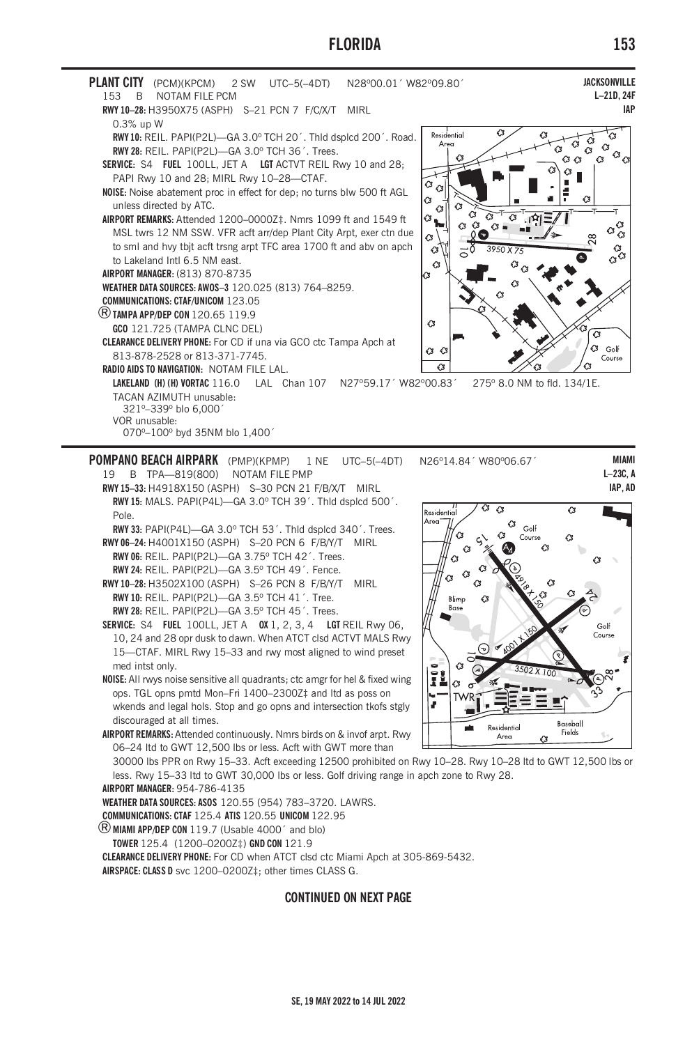## PLANT CITY (PCM)(KPCM) 2 SW UTC–5(–4DT) N28°00.01´ W82°09.80´

**JACKSONVILLE**
**L–21D, 24F**
**IAP**

153 B NOTAM FILE PCM

**RWY 10–28:** H3950X75 (ASPH) S–21 PCN 7 F/C/X/T MIRL
0.3% up W

**RWY 10:** REIL. PAPI(P2L)—GA 3.0° TCH 20´. Thld dsplcd 200´. Road.

**RWY 28:** REIL. PAPI(P2L)—GA 3.0° TCH 36´. Trees.

**SERVICE:** S4 **FUEL** 100LL, JET A **LGT** ACTVT REIL Rwy 10 and 28; PAPI Rwy 10 and 28; MIRL Rwy 10–28—CTAF.

**NOISE:** Noise abatement proc in effect for dep; no turns blw 500 ft AGL unless directed by ATC.

**AIRPORT REMARKS:** Attended 1200–0000Z‡. Nmrs 1099 ft and 1549 ft MSL twrs 12 NM SSW. VFR acft arr/dep Plant City Arpt, exer ctn due to sml and hvy tbjt acft trsng arpt TFC area 1700 ft and abv on apch to Lakeland Intl 6.5 NM east.

**AIRPORT MANAGER:** (813) 870-8735

**WEATHER DATA SOURCES: AWOS–3** 120.025 (813) 764–8259.

**COMMUNICATIONS: CTAF/UNICOM** 123.05

Ⓡ **TAMPA APP/DEP CON** 120.65 119.9

**GCO** 121.725 (TAMPA CLNC DEL)

**CLEARANCE DELIVERY PHONE:** For CD if una via GCO ctc Tampa Apch at 813-878-2528 or 813-371-7745.

**RADIO AIDS TO NAVIGATION:** NOTAM FILE LAL.

**LAKELAND (H) (H) VORTAC** 116.0 LAL Chan 107 N27°59.17´ W82°00.83´ 275° 8.0 NM to fld. 134/1E.

TACAN AZIMUTH unusable:
321°–339° blo 6,000´

VOR unusable:
070°–100° byd 35NM blo 1,400´

## POMPANO BEACH AIRPARK (PMP)(KPMP) 1 NE UTC–5(–4DT) N26°14.84´ W80°06.67´

**MIAMI**
**L–23C, A**
**IAP, AD**

19 B TPA—819(800) NOTAM FILE PMP

**RWY 15–33:** H4918X150 (ASPH) S–30 PCN 21 F/B/X/T MIRL

**RWY 15:** MALS. PAPI(P4L)—GA 3.0° TCH 39´. Thld dsplcd 500´. Pole.

**RWY 33:** PAPI(P4L)—GA 3.0° TCH 53´. Thld dsplcd 340´. Trees.

**RWY 06–24:** H4001X150 (ASPH) S–20 PCN 6 F/B/Y/T MIRL

**RWY 06:** REIL. PAPI(P2L)—GA 3.75° TCH 42´. Trees.

**RWY 24:** REIL. PAPI(P2L)—GA 3.5° TCH 49´. Fence.

**RWY 10–28:** H3502X100 (ASPH) S–26 PCN 8 F/B/Y/T MIRL

**RWY 10:** REIL. PAPI(P2L)—GA 3.5° TCH 41´. Tree.

**RWY 28:** REIL. PAPI(P2L)—GA 3.5° TCH 45´. Trees.

**SERVICE:** S4 **FUEL** 100LL, JET A **OX** 1, 2, 3, 4 **LGT** REIL Rwy 06, 10, 24 and 28 opr dusk to dawn. When ATCT clsd ACTVT MALS Rwy 15—CTAF. MIRL Rwy 15–33 and rwy most aligned to wind preset med intst only.

**NOISE:** All rwys noise sensitive all quadrants; ctc amgr for hel & fixed wing ops. TGL opns pmtd Mon–Fri 1400–2300Z‡ and ltd as poss on wkends and legal hols. Stop and go opns and intersection tkofs stgly discouraged at all times.

**AIRPORT REMARKS:** Attended continuously. Nmrs birds on & invof arpt. Rwy 06–24 ltd to GWT 12,500 lbs or less. Acft with GWT more than 30000 lbs PPR on Rwy 15–33. Acft exceeding 12500 prohibited on Rwy 10–28. Rwy 10–28 ltd to GWT 12,500 lbs or less. Rwy 15–33 ltd to GWT 30,000 lbs or less. Golf driving range in apch zone to Rwy 28.

**AIRPORT MANAGER:** 954-786-4135

**WEATHER DATA SOURCES: ASOS** 120.55 (954) 783–3720. LAWRS.

**COMMUNICATIONS: CTAF** 125.4 **ATIS** 120.55 **UNICOM** 122.95

Ⓡ **MIAMI APP/DEP CON** 119.7 (Usable 4000´ and blo)

**TOWER** 125.4 (1200–0200Z‡) **GND CON** 121.9

**CLEARANCE DELIVERY PHONE:** For CD when ATCT clsd ctc Miami Apch at 305-869-5432.

**AIRSPACE: CLASS D** svc 1200–0200Z‡; other times CLASS G.

**CONTINUED ON NEXT PAGE**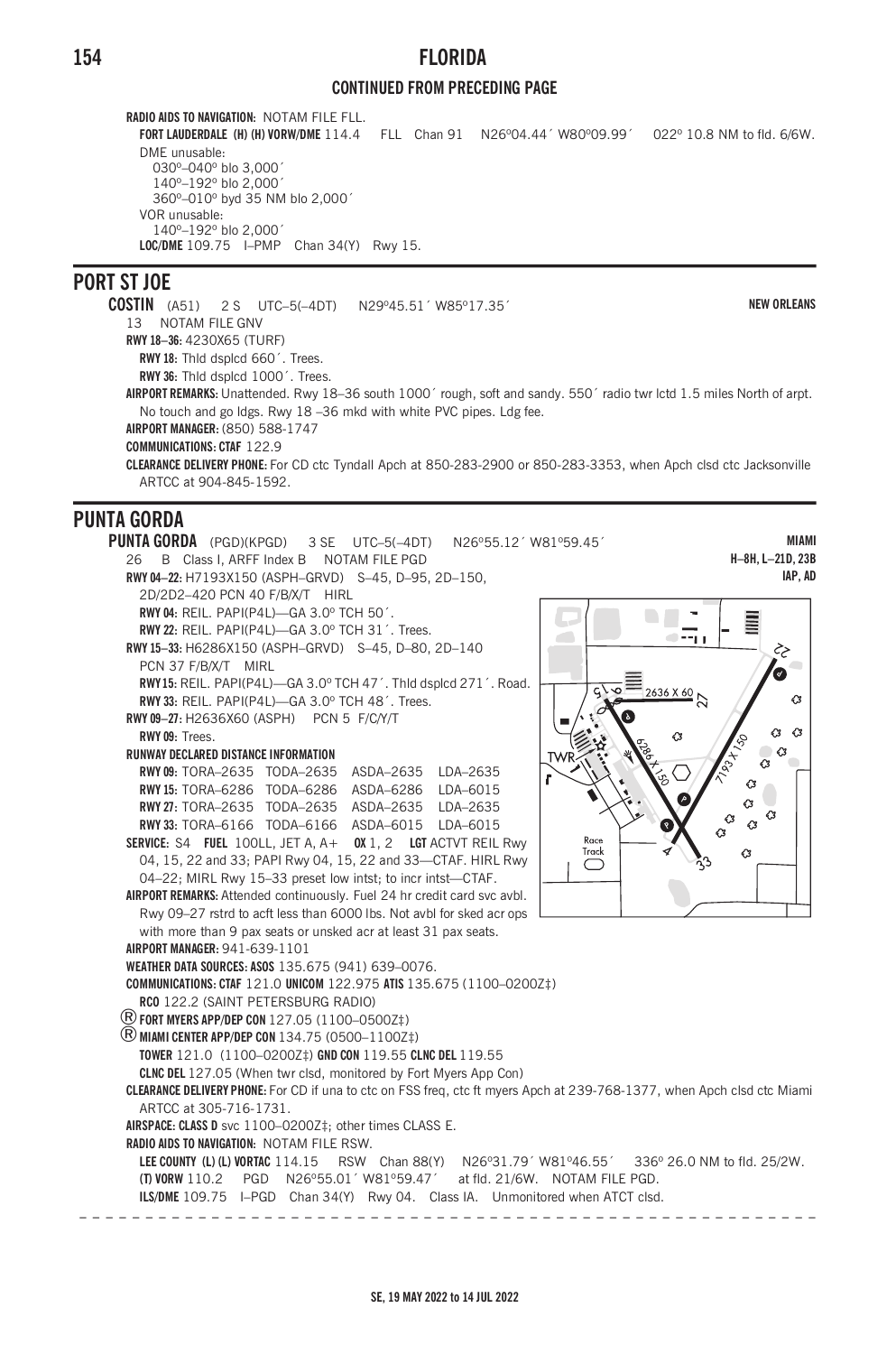CONTINUED FROM PRECEDING PAGE

**RADIO AIDS TO NAVIGATION:** NOTAM FILE FLL.
**FORT LAUDERDALE (H) (H) VORW/DME** 114.4 FLL Chan 91 N26°04.44´ W80°09.99´ 022° 10.8 NM to fld. 6/6W.
DME unusable:
030°–040° blo 3,000´
140°–192° blo 2,000´
360°–010° byd 35 NM blo 2,000´
VOR unusable:
140°–192° blo 2,000´
**LOC/DME** 109.75 I–PMP Chan 34(Y) Rwy 15.

## PORT ST JOE

**COSTIN** (A51) 2 S UTC–5(–4DT) N29°45.51´ W85°17.35´ **NEW ORLEANS**
13 NOTAM FILE GNV
**RWY 18–36:** 4230X65 (TURF)
**RWY 18:** Thld dsplcd 660´. Trees.
**RWY 36:** Thld dsplcd 1000´. Trees.
**AIRPORT REMARKS:** Unattended. Rwy 18–36 south 1000´ rough, soft and sandy. 550´ radio twr lctd 1.5 miles North of arpt. No touch and go ldgs. Rwy 18 –36 mkd with white PVC pipes. Ldg fee.
**AIRPORT MANAGER:** (850) 588-1747
**COMMUNICATIONS: CTAF** 122.9
**CLEARANCE DELIVERY PHONE:** For CD ctc Tyndall Apch at 850-283-2900 or 850-283-3353, when Apch clsd ctc Jacksonville ARTCC at 904-845-1592.

## PUNTA GORDA

**PUNTA GORDA** (PGD)(KPGD) 3 SE UTC–5(–4DT) N26°55.12´ W81°59.45´ **MIAMI**
26 B Class I, ARFF Index B NOTAM FILE PGD **H–8H, L–21D, 23B**
**IAP, AD**
**RWY 04–22:** H7193X150 (ASPH–GRVD) S–45, D–95, 2D–150, 2D/2D2–420 PCN 40 F/B/X/T HIRL
**RWY 04:** REIL. PAPI(P4L)—GA 3.0° TCH 50´.
**RWY 22:** REIL. PAPI(P4L)—GA 3.0° TCH 31´. Trees.
**RWY 15–33:** H6286X150 (ASPH–GRVD) S–45, D–80, 2D–140 PCN 37 F/B/X/T MIRL
**RWY 15:** REIL. PAPI(P4L)—GA 3.0° TCH 47´. Thld dsplcd 271´. Road.
**RWY 33:** REIL. PAPI(P4L)—GA 3.0° TCH 48´. Trees.
**RWY 09–27:** H2636X60 (ASPH) PCN 5 F/C/Y/T
**RWY 09:** Trees.
**RUNWAY DECLARED DISTANCE INFORMATION**
**RWY 09:** TORA–2635 TODA–2635 ASDA–2635 LDA–2635
**RWY 15:** TORA–6286 TODA–6286 ASDA–6286 LDA–6015
**RWY 27:** TORA–2635 TODA–2635 ASDA–2635 LDA–2635
**RWY 33:** TORA–6166 TODA–6166 ASDA–6015 LDA–6015
**SERVICE:** S4 **FUEL** 100LL, JET A, A+ **OX** 1, 2 **LGT** ACTVT REIL Rwy 04, 15, 22 and 33; PAPI Rwy 04, 15, 22 and 33—CTAF. HIRL Rwy 04–22; MIRL Rwy 15–33 preset low intst; to incr intst—CTAF.
**AIRPORT REMARKS:** Attended continuously. Fuel 24 hr credit card svc avbl. Rwy 09–27 rstrd to acft less than 6000 lbs. Not avbl for sked acr ops with more than 9 pax seats or unsked acr at least 31 pax seats.
**AIRPORT MANAGER:** 941-639-1101
**WEATHER DATA SOURCES: ASOS** 135.675 (941) 639–0076.
**COMMUNICATIONS: CTAF** 121.0 **UNICOM** 122.975 **ATIS** 135.675 (1100–0200Z‡)
**RCO** 122.2 (SAINT PETERSBURG RADIO)
® **FORT MYERS APP/DEP CON** 127.05 (1100–0500Z‡)
® **MIAMI CENTER APP/DEP CON** 134.75 (0500–1100Z‡)
**TOWER** 121.0 (1100–0200Z‡) **GND CON** 119.55 **CLNC DEL** 119.55
**CLNC DEL** 127.05 (When twr clsd, monitored by Fort Myers App Con)
**CLEARANCE DELIVERY PHONE:** For CD if una to ctc on FSS freq, ctc ft myers Apch at 239-768-1377, when Apch clsd ctc Miami ARTCC at 305-716-1731.
**AIRSPACE: CLASS D** svc 1100–0200Z‡; other times CLASS E.
**RADIO AIDS TO NAVIGATION:** NOTAM FILE RSW.
**LEE COUNTY (L) (L) VORTAC** 114.15 RSW Chan 88(Y) N26°31.79´ W81°46.55´ 336° 26.0 NM to fld. 25/2W.
**(T) VORW** 110.2 PGD N26°55.01´ W81°59.47´ at fld. 21/6W. NOTAM FILE PGD.
**ILS/DME** 109.75 I–PGD Chan 34(Y) Rwy 04. Class IA. Unmonitored when ATCT clsd.

22
2636 X 60
9
27
15
6286 X 150
7193 X 150
TWR
Race Track
4
33